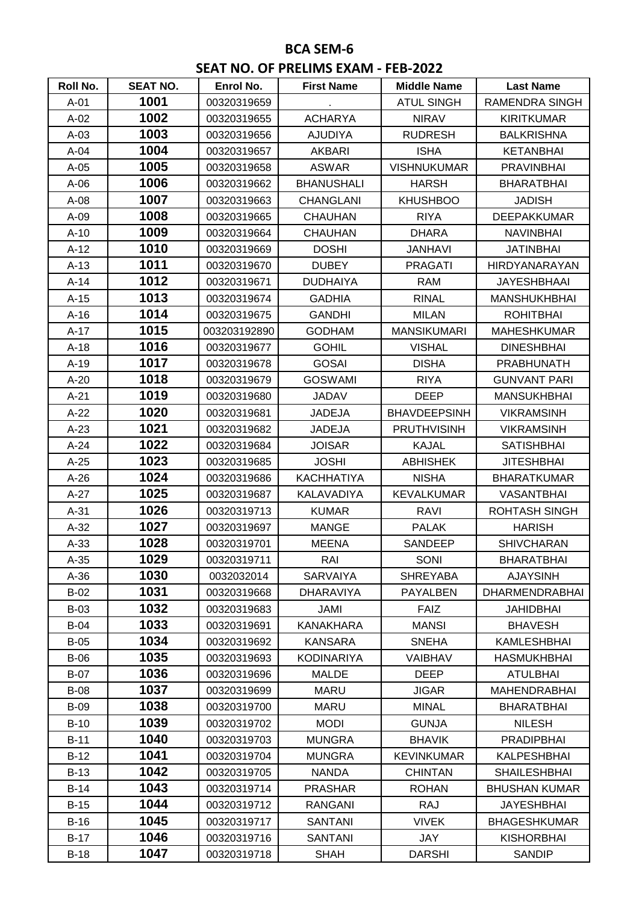# BCA SEM-6

## SEAT NO. OF PRELIMS EXAM - FEB-2022

| Roll No. | SEAT NO. | Enrol No. | First Name | Middle Name | Last Name |
|---|---|---|---|---|---|
| A-01 | **1001** | 00320319659 | . | ATUL SINGH | RAMENDRA SINGH |
| A-02 | **1002** | 00320319655 | ACHARYA | NIRAV | KIRITKUMAR |
| A-03 | **1003** | 00320319656 | AJUDIYA | RUDRESH | BALKRISHNA |
| A-04 | **1004** | 00320319657 | AKBARI | ISHA | KETANBHAI |
| A-05 | **1005** | 00320319658 | ASWAR | VISHNUKUMAR | PRAVINBHAI |
| A-06 | **1006** | 00320319662 | BHANUSHALI | HARSH | BHARATBHAI |
| A-08 | **1007** | 00320319663 | CHANGLANI | KHUSHBOO | JADISH |
| A-09 | **1008** | 00320319665 | CHAUHAN | RIYA | DEEPAKKUMAR |
| A-10 | **1009** | 00320319664 | CHAUHAN | DHARA | NAVINBHAI |
| A-12 | **1010** | 00320319669 | DOSHI | JANHAVI | JATINBHAI |
| A-13 | **1011** | 00320319670 | DUBEY | PRAGATI | HIRDYANARAYAN |
| A-14 | **1012** | 00320319671 | DUDHAIYA | RAM | JAYESHBHAAI |
| A-15 | **1013** | 00320319674 | GADHIA | RINAL | MANSHUKHBHAI |
| A-16 | **1014** | 00320319675 | GANDHI | MILAN | ROHITBHAI |
| A-17 | **1015** | 003203192890 | GODHAM | MANSIKUMARI | MAHESHKUMAR |
| A-18 | **1016** | 00320319677 | GOHIL | VISHAL | DINESHBHAI |
| A-19 | **1017** | 00320319678 | GOSAI | DISHA | PRABHUNATH |
| A-20 | **1018** | 00320319679 | GOSWAMI | RIYA | GUNVANT PARI |
| A-21 | **1019** | 00320319680 | JADAV | DEEP | MANSUKHBHAI |
| A-22 | **1020** | 00320319681 | JADEJA | BHAVDEEPSINH | VIKRAMSINH |
| A-23 | **1021** | 00320319682 | JADEJA | PRUTHVISINH | VIKRAMSINH |
| A-24 | **1022** | 00320319684 | JOISAR | KAJAL | SATISHBHAI |
| A-25 | **1023** | 00320319685 | JOSHI | ABHISHEK | JITESHBHAI |
| A-26 | **1024** | 00320319686 | KACHHATIYA | NISHA | BHARATKUMAR |
| A-27 | **1025** | 00320319687 | KALAVADIYA | KEVALKUMAR | VASANTBHAI |
| A-31 | **1026** | 00320319713 | KUMAR | RAVI | ROHTASH SINGH |
| A-32 | **1027** | 00320319697 | MANGE | PALAK | HARISH |
| A-33 | **1028** | 00320319701 | MEENA | SANDEEP | SHIVCHARAN |
| A-35 | **1029** | 00320319711 | RAI | SONI | BHARATBHAI |
| A-36 | **1030** | 0032032014 | SARVAIYA | SHREYABA | AJAYSINH |
| B-02 | **1031** | 00320319668 | DHARAVIYA | PAYALBEN | DHARMENDRABHAI |
| B-03 | **1032** | 00320319683 | JAMI | FAIZ | JAHIDBHAI |
| B-04 | **1033** | 00320319691 | KANAKHARA | MANSI | BHAVESH |
| B-05 | **1034** | 00320319692 | KANSARA | SNEHA | KAMLESHBHAI |
| B-06 | **1035** | 00320319693 | KODINARIYA | VAIBHAV | HASMUKHBHAI |
| B-07 | **1036** | 00320319696 | MALDE | DEEP | ATULBHAI |
| B-08 | **1037** | 00320319699 | MARU | JIGAR | MAHENDRABHAI |
| B-09 | **1038** | 00320319700 | MARU | MINAL | BHARATBHAI |
| B-10 | **1039** | 00320319702 | MODI | GUNJA | NILESH |
| B-11 | **1040** | 00320319703 | MUNGRA | BHAVIK | PRADIPBHAI |
| B-12 | **1041** | 00320319704 | MUNGRA | KEVINKUMAR | KALPESHBHAI |
| B-13 | **1042** | 00320319705 | NANDA | CHINTAN | SHAILESHBHAI |
| B-14 | **1043** | 00320319714 | PRASHAR | ROHAN | BHUSHAN KUMAR |
| B-15 | **1044** | 00320319712 | RANGANI | RAJ | JAYESHBHAI |
| B-16 | **1045** | 00320319717 | SANTANI | VIVEK | BHAGESHKUMAR |
| B-17 | **1046** | 00320319716 | SANTANI | JAY | KISHORBHAI |
| B-18 | **1047** | 00320319718 | SHAH | DARSHI | SANDIP |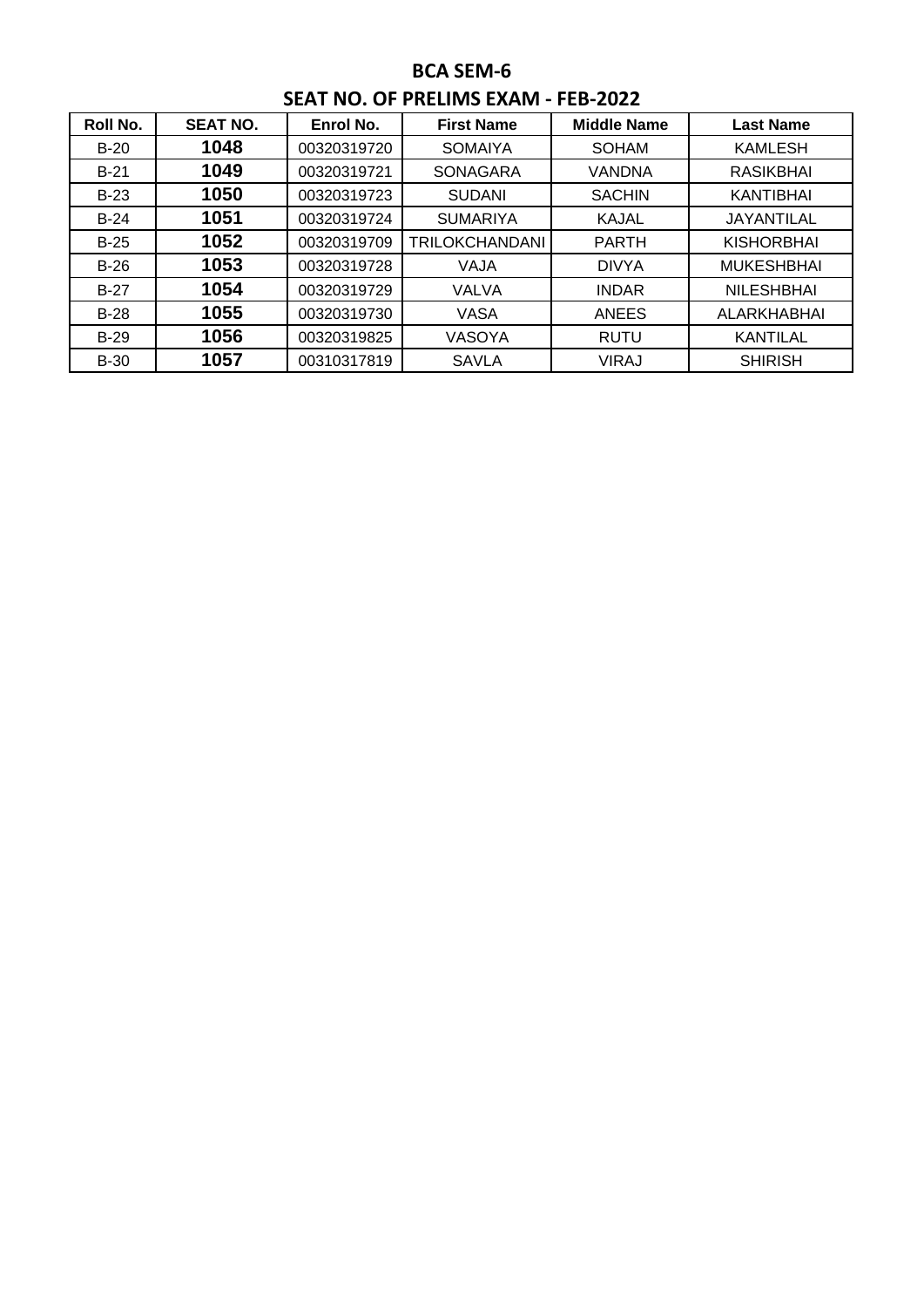# BCA SEM-6

## SEAT NO. OF PRELIMS EXAM - FEB-2022

| Roll No. | SEAT NO. | Enrol No. | First Name | Middle Name | Last Name |
|---|---|---|---|---|---|
| B-20 | **1048** | 00320319720 | SOMAIYA | SOHAM | KAMLESH |
| B-21 | **1049** | 00320319721 | SONAGARA | VANDNA | RASIKBHAI |
| B-23 | **1050** | 00320319723 | SUDANI | SACHIN | KANTIBHAI |
| B-24 | **1051** | 00320319724 | SUMARIYA | KAJAL | JAYANTILAL |
| B-25 | **1052** | 00320319709 | TRILOKCHANDANI | PARTH | KISHORBHAI |
| B-26 | **1053** | 00320319728 | VAJA | DIVYA | MUKESHBHAI |
| B-27 | **1054** | 00320319729 | VALVA | INDAR | NILESHBHAI |
| B-28 | **1055** | 00320319730 | VASA | ANEES | ALARKHABHAI |
| B-29 | **1056** | 00320319825 | VASOYA | RUTU | KANTILAL |
| B-30 | **1057** | 00310317819 | SAVLA | VIRAJ | SHIRISH |